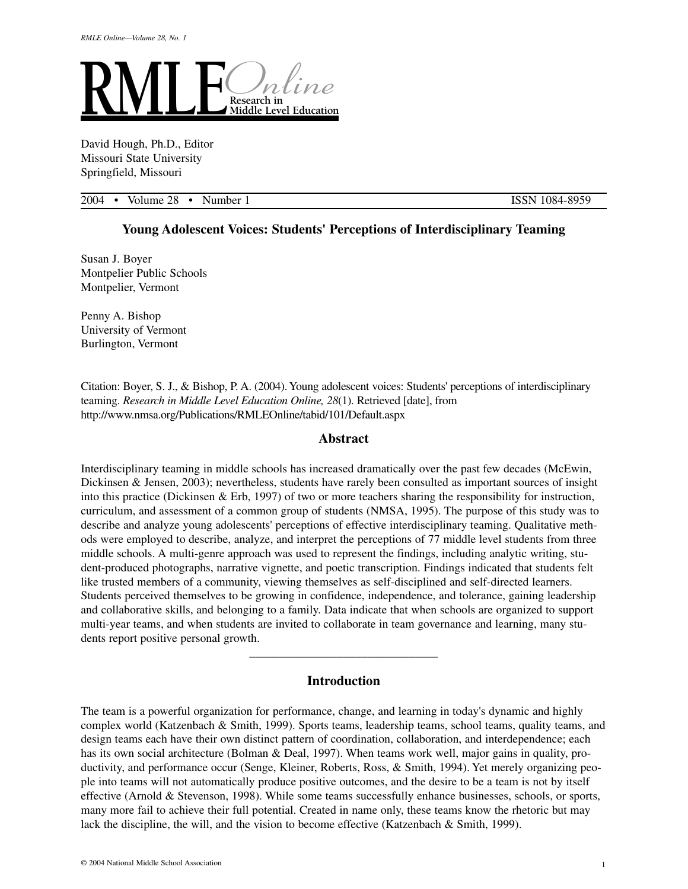# RMLE Online

Research in Middle Level Education

David Hough, Ph.D., Editor
Missouri State University
Springfield, Missouri

2004 • Volume 28 • Number 1 ISSN 1084-8959

## Young Adolescent Voices: Students' Perceptions of Interdisciplinary Teaming

Susan J. Boyer
Montpelier Public Schools
Montpelier, Vermont

Penny A. Bishop
University of Vermont
Burlington, Vermont

Citation: Boyer, S. J., & Bishop, P. A. (2004). Young adolescent voices: Students' perceptions of interdisciplinary teaming. *Research in Middle Level Education Online, 28*(1). Retrieved [date], from http://www.nmsa.org/Publications/RMLEOnline/tabid/101/Default.aspx

## Abstract

Interdisciplinary teaming in middle schools has increased dramatically over the past few decades (McEwin, Dickinsen & Jensen, 2003); nevertheless, students have rarely been consulted as important sources of insight into this practice (Dickinsen & Erb, 1997) of two or more teachers sharing the responsibility for instruction, curriculum, and assessment of a common group of students (NMSA, 1995). The purpose of this study was to describe and analyze young adolescents' perceptions of effective interdisciplinary teaming. Qualitative methods were employed to describe, analyze, and interpret the perceptions of 77 middle level students from three middle schools. A multi-genre approach was used to represent the findings, including analytic writing, student-produced photographs, narrative vignette, and poetic transcription. Findings indicated that students felt like trusted members of a community, viewing themselves as self-disciplined and self-directed learners. Students perceived themselves to be growing in confidence, independence, and tolerance, gaining leadership and collaborative skills, and belonging to a family. Data indicate that when schools are organized to support multi-year teams, and when students are invited to collaborate in team governance and learning, many students report positive personal growth.

---

## Introduction

The team is a powerful organization for performance, change, and learning in today's dynamic and highly complex world (Katzenbach & Smith, 1999). Sports teams, leadership teams, school teams, quality teams, and design teams each have their own distinct pattern of coordination, collaboration, and interdependence; each has its own social architecture (Bolman & Deal, 1997). When teams work well, major gains in quality, productivity, and performance occur (Senge, Kleiner, Roberts, Ross, & Smith, 1994). Yet merely organizing people into teams will not automatically produce positive outcomes, and the desire to be a team is not by itself effective (Arnold & Stevenson, 1998). While some teams successfully enhance businesses, schools, or sports, many more fail to achieve their full potential. Created in name only, these teams know the rhetoric but may lack the discipline, the will, and the vision to become effective (Katzenbach & Smith, 1999).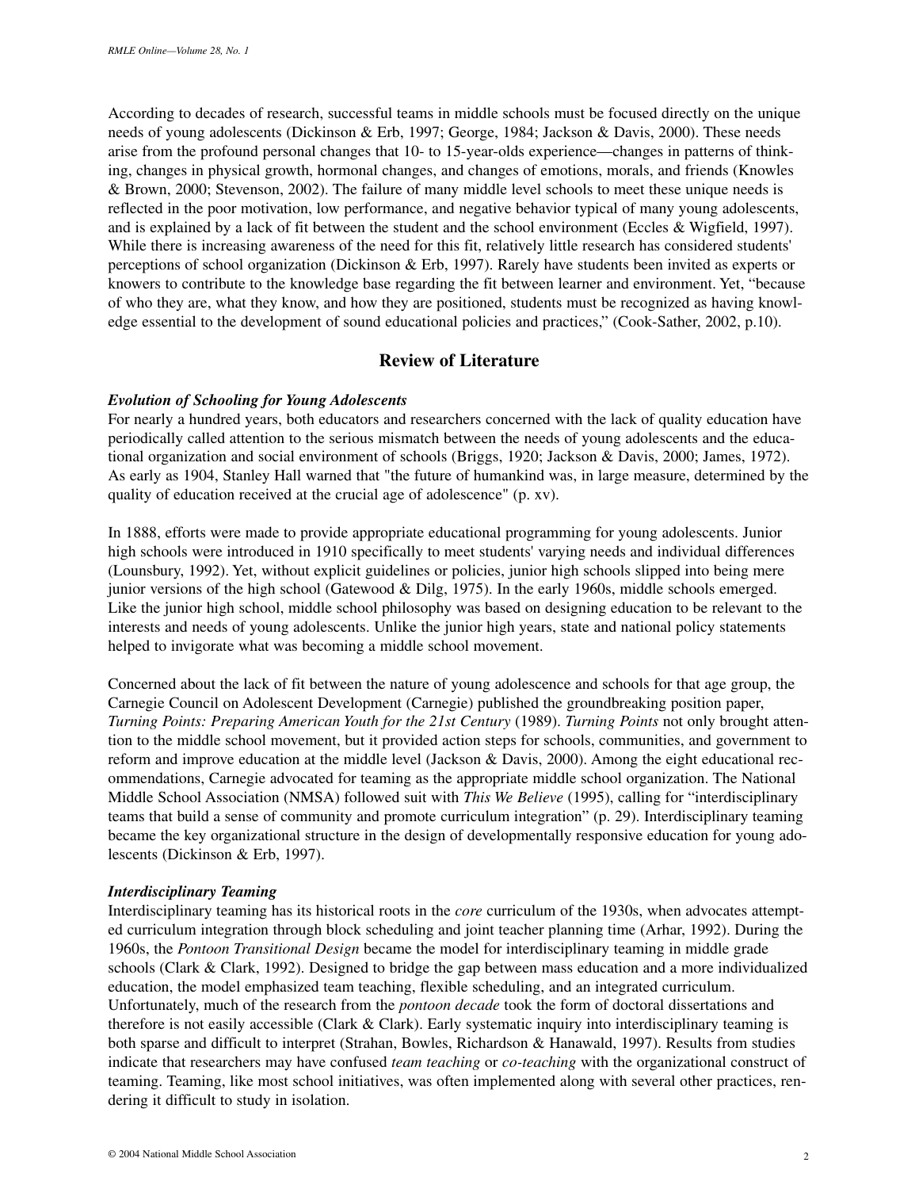According to decades of research, successful teams in middle schools must be focused directly on the unique needs of young adolescents (Dickinson & Erb, 1997; George, 1984; Jackson & Davis, 2000). These needs arise from the profound personal changes that 10- to 15-year-olds experience—changes in patterns of thinking, changes in physical growth, hormonal changes, and changes of emotions, morals, and friends (Knowles & Brown, 2000; Stevenson, 2002). The failure of many middle level schools to meet these unique needs is reflected in the poor motivation, low performance, and negative behavior typical of many young adolescents, and is explained by a lack of fit between the student and the school environment (Eccles & Wigfield, 1997). While there is increasing awareness of the need for this fit, relatively little research has considered students' perceptions of school organization (Dickinson & Erb, 1997). Rarely have students been invited as experts or knowers to contribute to the knowledge base regarding the fit between learner and environment. Yet, "because of who they are, what they know, and how they are positioned, students must be recognized as having knowledge essential to the development of sound educational policies and practices," (Cook-Sather, 2002, p.10).

## Review of Literature

***Evolution of Schooling for Young Adolescents***

For nearly a hundred years, both educators and researchers concerned with the lack of quality education have periodically called attention to the serious mismatch between the needs of young adolescents and the educational organization and social environment of schools (Briggs, 1920; Jackson & Davis, 2000; James, 1972). As early as 1904, Stanley Hall warned that "the future of humankind was, in large measure, determined by the quality of education received at the crucial age of adolescence" (p. xv).

In 1888, efforts were made to provide appropriate educational programming for young adolescents. Junior high schools were introduced in 1910 specifically to meet students' varying needs and individual differences (Lounsbury, 1992). Yet, without explicit guidelines or policies, junior high schools slipped into being mere junior versions of the high school (Gatewood & Dilg, 1975). In the early 1960s, middle schools emerged. Like the junior high school, middle school philosophy was based on designing education to be relevant to the interests and needs of young adolescents. Unlike the junior high years, state and national policy statements helped to invigorate what was becoming a middle school movement.

Concerned about the lack of fit between the nature of young adolescence and schools for that age group, the Carnegie Council on Adolescent Development (Carnegie) published the groundbreaking position paper, *Turning Points: Preparing American Youth for the 21st Century* (1989). *Turning Points* not only brought attention to the middle school movement, but it provided action steps for schools, communities, and government to reform and improve education at the middle level (Jackson & Davis, 2000). Among the eight educational recommendations, Carnegie advocated for teaming as the appropriate middle school organization. The National Middle School Association (NMSA) followed suit with *This We Believe* (1995), calling for "interdisciplinary teams that build a sense of community and promote curriculum integration" (p. 29). Interdisciplinary teaming became the key organizational structure in the design of developmentally responsive education for young adolescents (Dickinson & Erb, 1997).

***Interdisciplinary Teaming***

Interdisciplinary teaming has its historical roots in the *core* curriculum of the 1930s, when advocates attempted curriculum integration through block scheduling and joint teacher planning time (Arhar, 1992). During the 1960s, the *Pontoon Transitional Design* became the model for interdisciplinary teaming in middle grade schools (Clark & Clark, 1992). Designed to bridge the gap between mass education and a more individualized education, the model emphasized team teaching, flexible scheduling, and an integrated curriculum. Unfortunately, much of the research from the *pontoon decade* took the form of doctoral dissertations and therefore is not easily accessible (Clark & Clark). Early systematic inquiry into interdisciplinary teaming is both sparse and difficult to interpret (Strahan, Bowles, Richardson & Hanawald, 1997). Results from studies indicate that researchers may have confused *team teaching* or *co-teaching* with the organizational construct of teaming. Teaming, like most school initiatives, was often implemented along with several other practices, rendering it difficult to study in isolation.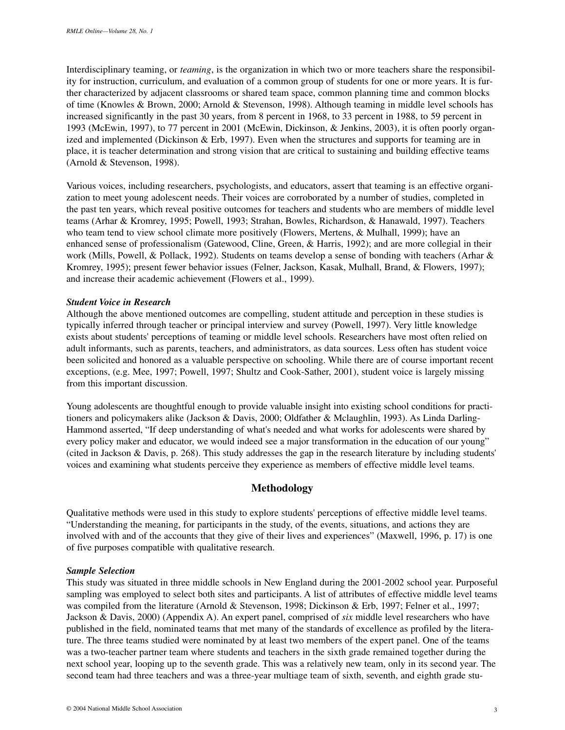Interdisciplinary teaming, or *teaming*, is the organization in which two or more teachers share the responsibility for instruction, curriculum, and evaluation of a common group of students for one or more years. It is further characterized by adjacent classrooms or shared team space, common planning time and common blocks of time (Knowles & Brown, 2000; Arnold & Stevenson, 1998). Although teaming in middle level schools has increased significantly in the past 30 years, from 8 percent in 1968, to 33 percent in 1988, to 59 percent in 1993 (McEwin, 1997), to 77 percent in 2001 (McEwin, Dickinson, & Jenkins, 2003), it is often poorly organized and implemented (Dickinson & Erb, 1997). Even when the structures and supports for teaming are in place, it is teacher determination and strong vision that are critical to sustaining and building effective teams (Arnold & Stevenson, 1998).

Various voices, including researchers, psychologists, and educators, assert that teaming is an effective organization to meet young adolescent needs. Their voices are corroborated by a number of studies, completed in the past ten years, which reveal positive outcomes for teachers and students who are members of middle level teams (Arhar & Kromrey, 1995; Powell, 1993; Strahan, Bowles, Richardson, & Hanawald, 1997). Teachers who team tend to view school climate more positively (Flowers, Mertens, & Mulhall, 1999); have an enhanced sense of professionalism (Gatewood, Cline, Green, & Harris, 1992); and are more collegial in their work (Mills, Powell, & Pollack, 1992). Students on teams develop a sense of bonding with teachers (Arhar & Kromrey, 1995); present fewer behavior issues (Felner, Jackson, Kasak, Mulhall, Brand, & Flowers, 1997); and increase their academic achievement (Flowers et al., 1999).

### *Student Voice in Research*

Although the above mentioned outcomes are compelling, student attitude and perception in these studies is typically inferred through teacher or principal interview and survey (Powell, 1997). Very little knowledge exists about students' perceptions of teaming or middle level schools. Researchers have most often relied on adult informants, such as parents, teachers, and administrators, as data sources. Less often has student voice been solicited and honored as a valuable perspective on schooling. While there are of course important recent exceptions, (e.g. Mee, 1997; Powell, 1997; Shultz and Cook-Sather, 2001), student voice is largely missing from this important discussion.

Young adolescents are thoughtful enough to provide valuable insight into existing school conditions for practitioners and policymakers alike (Jackson & Davis, 2000; Oldfather & Mclaughlin, 1993). As Linda Darling-Hammond asserted, "If deep understanding of what's needed and what works for adolescents were shared by every policy maker and educator, we would indeed see a major transformation in the education of our young" (cited in Jackson & Davis, p. 268). This study addresses the gap in the research literature by including students' voices and examining what students perceive they experience as members of effective middle level teams.

## Methodology

Qualitative methods were used in this study to explore students' perceptions of effective middle level teams. "Understanding the meaning, for participants in the study, of the events, situations, and actions they are involved with and of the accounts that they give of their lives and experiences" (Maxwell, 1996, p. 17) is one of five purposes compatible with qualitative research.

### *Sample Selection*

This study was situated in three middle schools in New England during the 2001-2002 school year. Purposeful sampling was employed to select both sites and participants. A list of attributes of effective middle level teams was compiled from the literature (Arnold & Stevenson, 1998; Dickinson & Erb, 1997; Felner et al., 1997; Jackson & Davis, 2000) (Appendix A). An expert panel, comprised of *six* middle level researchers who have published in the field, nominated teams that met many of the standards of excellence as profiled by the literature. The three teams studied were nominated by at least two members of the expert panel. One of the teams was a two-teacher partner team where students and teachers in the sixth grade remained together during the next school year, looping up to the seventh grade. This was a relatively new team, only in its second year. The second team had three teachers and was a three-year multiage team of sixth, seventh, and eighth grade stu-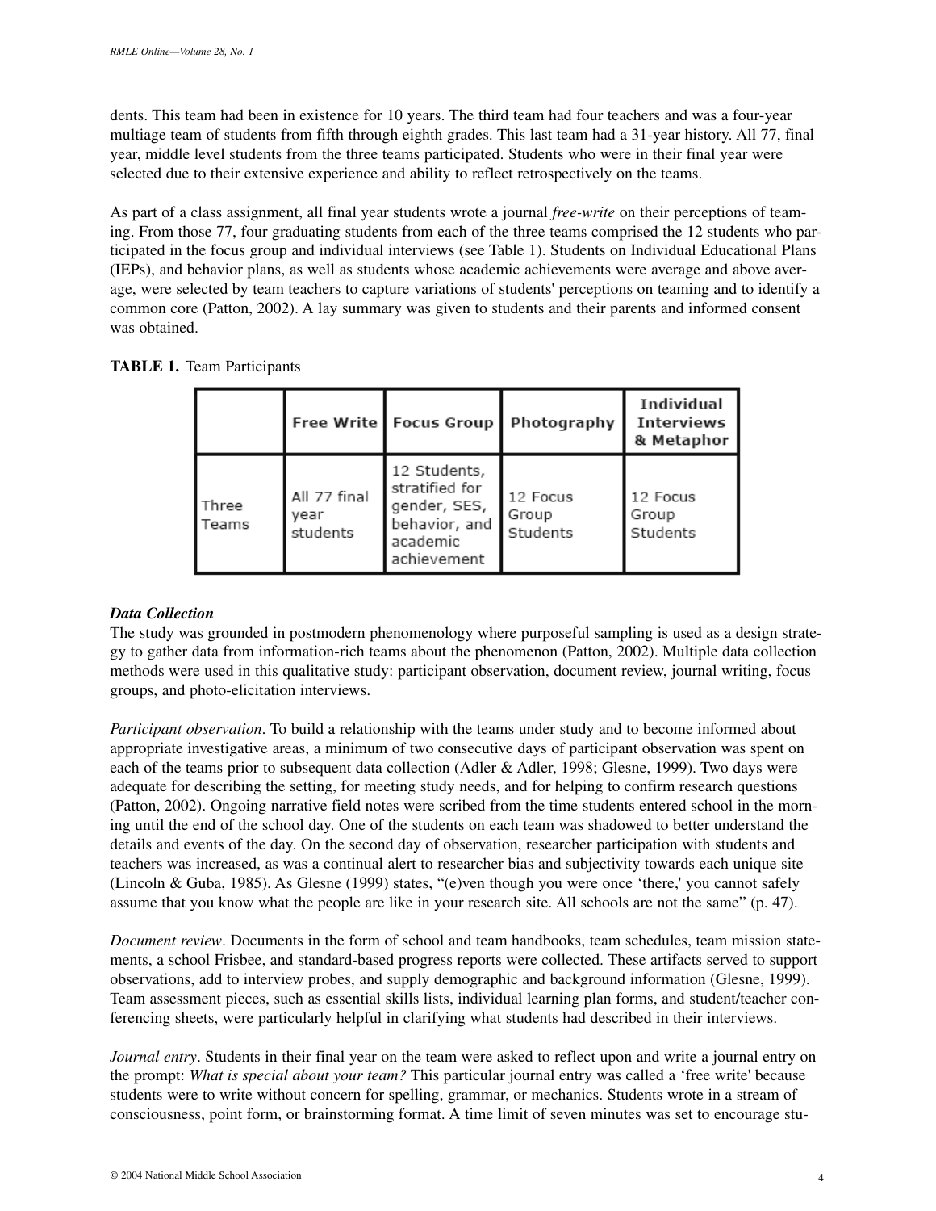dents. This team had been in existence for 10 years. The third team had four teachers and was a four-year multiage team of students from fifth through eighth grades. This last team had a 31-year history. All 77, final year, middle level students from the three teams participated. Students who were in their final year were selected due to their extensive experience and ability to reflect retrospectively on the teams.

As part of a class assignment, all final year students wrote a journal *free-write* on their perceptions of teaming. From those 77, four graduating students from each of the three teams comprised the 12 students who participated in the focus group and individual interviews (see Table 1). Students on Individual Educational Plans (IEPs), and behavior plans, as well as students whose academic achievements were average and above average, were selected by team teachers to capture variations of students' perceptions on teaming and to identify a common core (Patton, 2002). A lay summary was given to students and their parents and informed consent was obtained.

**TABLE 1.** Team Participants

| | Free Write | Focus Group | Photography | Individual Interviews & Metaphor |
|---|---|---|---|---|
| Three Teams | All 77 final year students | 12 Students, stratified for gender, SES, behavior, and academic achievement | 12 Focus Group Students | 12 Focus Group Students |

***Data Collection***

The study was grounded in postmodern phenomenology where purposeful sampling is used as a design strategy to gather data from information-rich teams about the phenomenon (Patton, 2002). Multiple data collection methods were used in this qualitative study: participant observation, document review, journal writing, focus groups, and photo-elicitation interviews.

*Participant observation*. To build a relationship with the teams under study and to become informed about appropriate investigative areas, a minimum of two consecutive days of participant observation was spent on each of the teams prior to subsequent data collection (Adler & Adler, 1998; Glesne, 1999). Two days were adequate for describing the setting, for meeting study needs, and for helping to confirm research questions (Patton, 2002). Ongoing narrative field notes were scribed from the time students entered school in the morning until the end of the school day. One of the students on each team was shadowed to better understand the details and events of the day. On the second day of observation, researcher participation with students and teachers was increased, as was a continual alert to researcher bias and subjectivity towards each unique site (Lincoln & Guba, 1985). As Glesne (1999) states, "(e)ven though you were once 'there,' you cannot safely assume that you know what the people are like in your research site. All schools are not the same" (p. 47).

*Document review*. Documents in the form of school and team handbooks, team schedules, team mission statements, a school Frisbee, and standard-based progress reports were collected. These artifacts served to support observations, add to interview probes, and supply demographic and background information (Glesne, 1999). Team assessment pieces, such as essential skills lists, individual learning plan forms, and student/teacher conferencing sheets, were particularly helpful in clarifying what students had described in their interviews.

*Journal entry*. Students in their final year on the team were asked to reflect upon and write a journal entry on the prompt: *What is special about your team?* This particular journal entry was called a 'free write' because students were to write without concern for spelling, grammar, or mechanics. Students wrote in a stream of consciousness, point form, or brainstorming format. A time limit of seven minutes was set to encourage stu-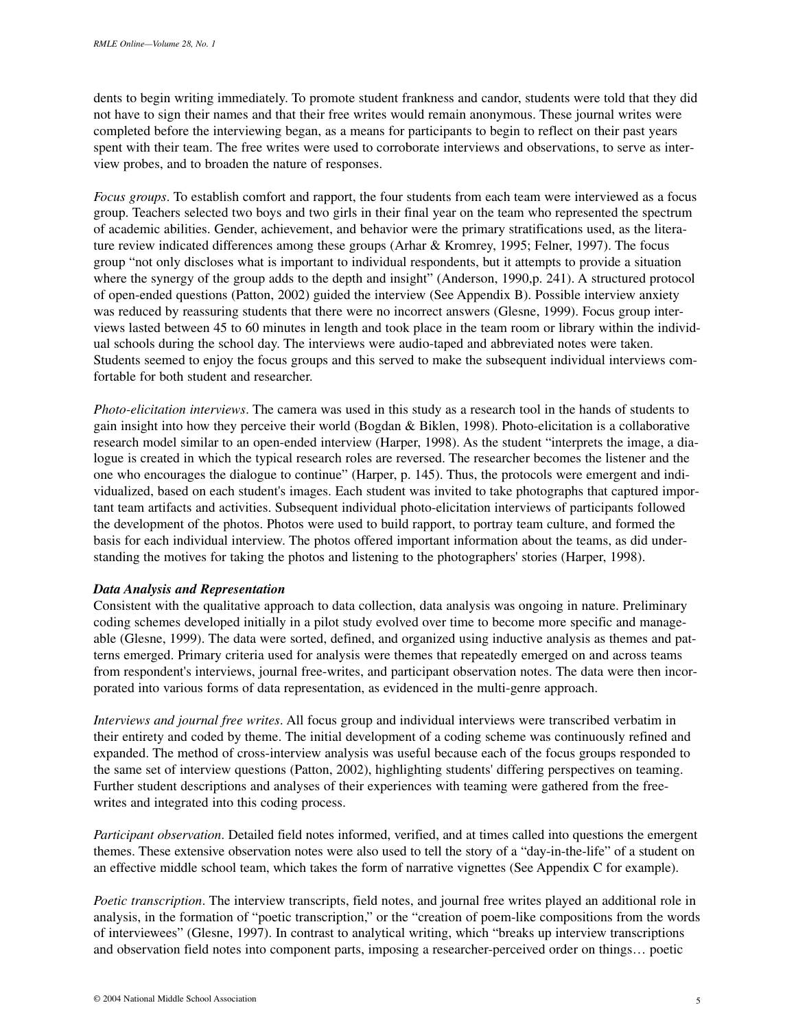dents to begin writing immediately. To promote student frankness and candor, students were told that they did not have to sign their names and that their free writes would remain anonymous. These journal writes were completed before the interviewing began, as a means for participants to begin to reflect on their past years spent with their team. The free writes were used to corroborate interviews and observations, to serve as interview probes, and to broaden the nature of responses.

*Focus groups*. To establish comfort and rapport, the four students from each team were interviewed as a focus group. Teachers selected two boys and two girls in their final year on the team who represented the spectrum of academic abilities. Gender, achievement, and behavior were the primary stratifications used, as the literature review indicated differences among these groups (Arhar & Kromrey, 1995; Felner, 1997). The focus group "not only discloses what is important to individual respondents, but it attempts to provide a situation where the synergy of the group adds to the depth and insight" (Anderson, 1990,p. 241). A structured protocol of open-ended questions (Patton, 2002) guided the interview (See Appendix B). Possible interview anxiety was reduced by reassuring students that there were no incorrect answers (Glesne, 1999). Focus group interviews lasted between 45 to 60 minutes in length and took place in the team room or library within the individual schools during the school day. The interviews were audio-taped and abbreviated notes were taken. Students seemed to enjoy the focus groups and this served to make the subsequent individual interviews comfortable for both student and researcher.

*Photo-elicitation interviews*. The camera was used in this study as a research tool in the hands of students to gain insight into how they perceive their world (Bogdan & Biklen, 1998). Photo-elicitation is a collaborative research model similar to an open-ended interview (Harper, 1998). As the student "interprets the image, a dialogue is created in which the typical research roles are reversed. The researcher becomes the listener and the one who encourages the dialogue to continue" (Harper, p. 145). Thus, the protocols were emergent and individualized, based on each student's images. Each student was invited to take photographs that captured important team artifacts and activities. Subsequent individual photo-elicitation interviews of participants followed the development of the photos. Photos were used to build rapport, to portray team culture, and formed the basis for each individual interview. The photos offered important information about the teams, as did understanding the motives for taking the photos and listening to the photographers' stories (Harper, 1998).

***Data Analysis and Representation***

Consistent with the qualitative approach to data collection, data analysis was ongoing in nature. Preliminary coding schemes developed initially in a pilot study evolved over time to become more specific and manageable (Glesne, 1999). The data were sorted, defined, and organized using inductive analysis as themes and patterns emerged. Primary criteria used for analysis were themes that repeatedly emerged on and across teams from respondent's interviews, journal free-writes, and participant observation notes. The data were then incorporated into various forms of data representation, as evidenced in the multi-genre approach.

*Interviews and journal free writes*. All focus group and individual interviews were transcribed verbatim in their entirety and coded by theme. The initial development of a coding scheme was continuously refined and expanded. The method of cross-interview analysis was useful because each of the focus groups responded to the same set of interview questions (Patton, 2002), highlighting students' differing perspectives on teaming. Further student descriptions and analyses of their experiences with teaming were gathered from the free-writes and integrated into this coding process.

*Participant observation*. Detailed field notes informed, verified, and at times called into questions the emergent themes. These extensive observation notes were also used to tell the story of a "day-in-the-life" of a student on an effective middle school team, which takes the form of narrative vignettes (See Appendix C for example).

*Poetic transcription*. The interview transcripts, field notes, and journal free writes played an additional role in analysis, in the formation of "poetic transcription," or the "creation of poem-like compositions from the words of interviewees" (Glesne, 1997). In contrast to analytical writing, which "breaks up interview transcriptions and observation field notes into component parts, imposing a researcher-perceived order on things… poetic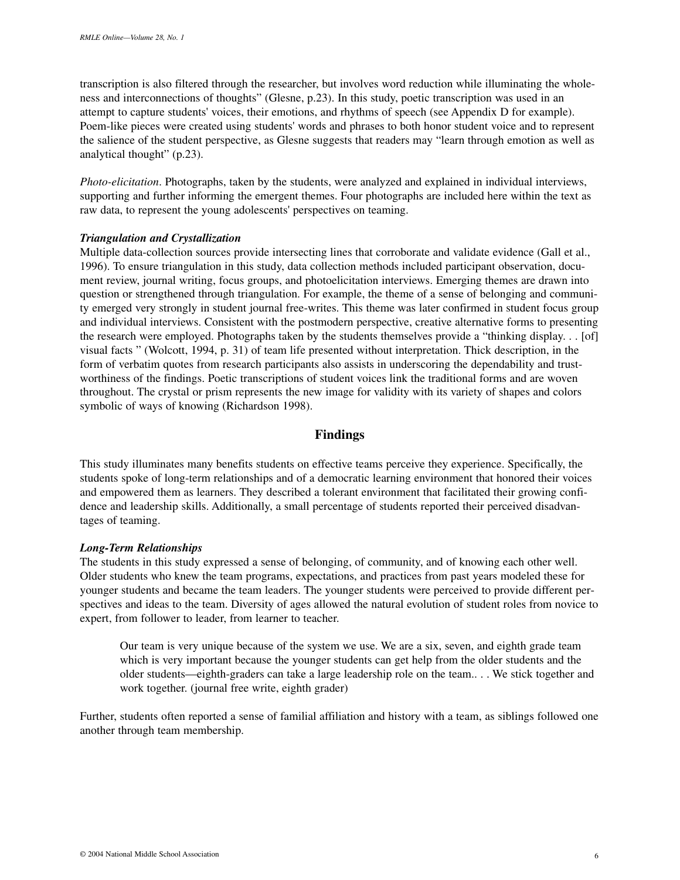transcription is also filtered through the researcher, but involves word reduction while illuminating the wholeness and interconnections of thoughts" (Glesne, p.23). In this study, poetic transcription was used in an attempt to capture students' voices, their emotions, and rhythms of speech (see Appendix D for example). Poem-like pieces were created using students' words and phrases to both honor student voice and to represent the salience of the student perspective, as Glesne suggests that readers may "learn through emotion as well as analytical thought" (p.23).

*Photo-elicitation*. Photographs, taken by the students, were analyzed and explained in individual interviews, supporting and further informing the emergent themes. Four photographs are included here within the text as raw data, to represent the young adolescents' perspectives on teaming.

### *Triangulation and Crystallization*

Multiple data-collection sources provide intersecting lines that corroborate and validate evidence (Gall et al., 1996). To ensure triangulation in this study, data collection methods included participant observation, document review, journal writing, focus groups, and photoelicitation interviews. Emerging themes are drawn into question or strengthened through triangulation. For example, the theme of a sense of belonging and community emerged very strongly in student journal free-writes. This theme was later confirmed in student focus group and individual interviews. Consistent with the postmodern perspective, creative alternative forms to presenting the research were employed. Photographs taken by the students themselves provide a "thinking display. . . [of] visual facts " (Wolcott, 1994, p. 31) of team life presented without interpretation. Thick description, in the form of verbatim quotes from research participants also assists in underscoring the dependability and trustworthiness of the findings. Poetic transcriptions of student voices link the traditional forms and are woven throughout. The crystal or prism represents the new image for validity with its variety of shapes and colors symbolic of ways of knowing (Richardson 1998).

## Findings

This study illuminates many benefits students on effective teams perceive they experience. Specifically, the students spoke of long-term relationships and of a democratic learning environment that honored their voices and empowered them as learners. They described a tolerant environment that facilitated their growing confidence and leadership skills. Additionally, a small percentage of students reported their perceived disadvantages of teaming.

### *Long-Term Relationships*

The students in this study expressed a sense of belonging, of community, and of knowing each other well. Older students who knew the team programs, expectations, and practices from past years modeled these for younger students and became the team leaders. The younger students were perceived to provide different perspectives and ideas to the team. Diversity of ages allowed the natural evolution of student roles from novice to expert, from follower to leader, from learner to teacher.

> Our team is very unique because of the system we use. We are a six, seven, and eighth grade team which is very important because the younger students can get help from the older students and the older students—eighth-graders can take a large leadership role on the team.. . . We stick together and work together. (journal free write, eighth grader)

Further, students often reported a sense of familial affiliation and history with a team, as siblings followed one another through team membership.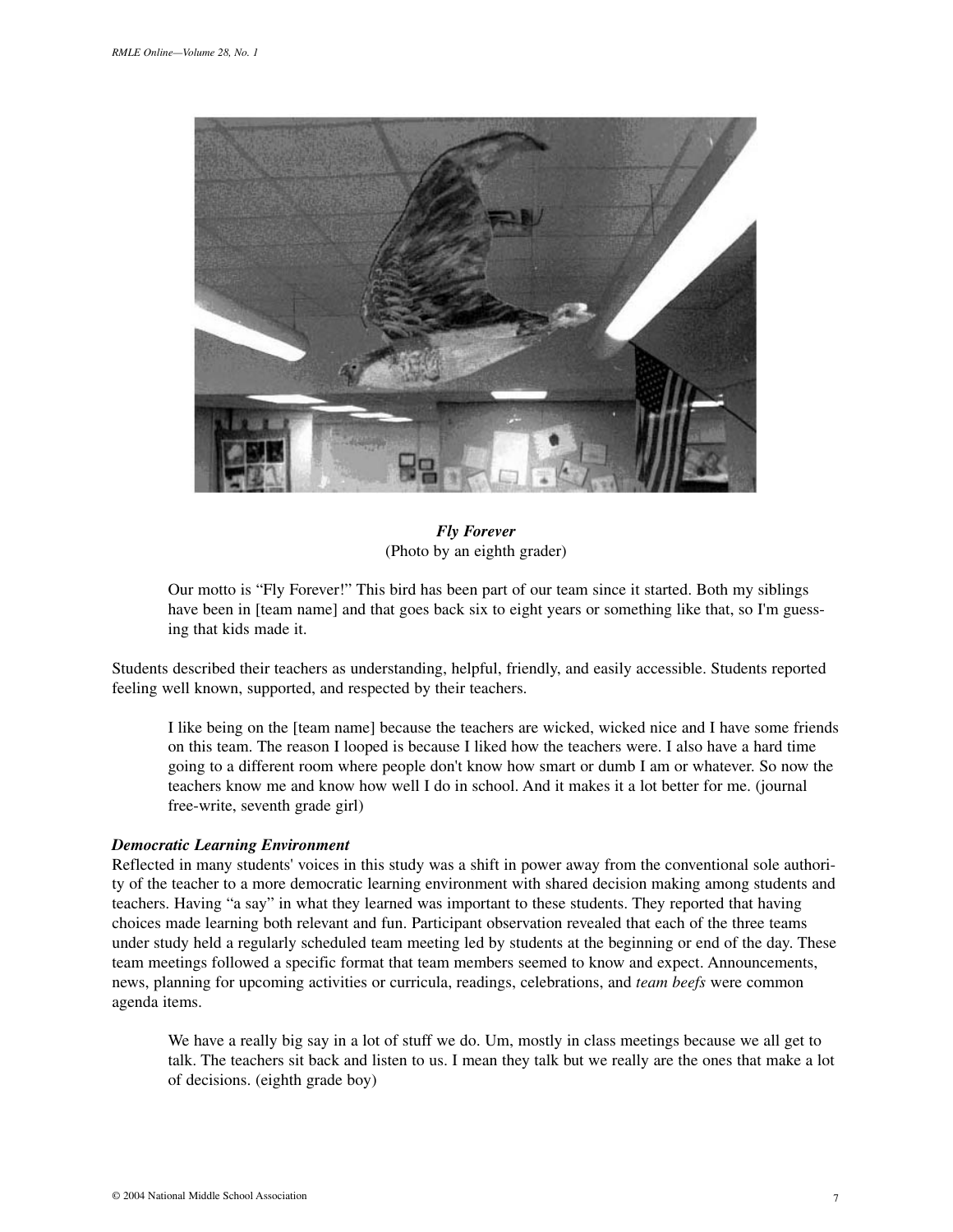*Fly Forever*
(Photo by an eighth grader)

> Our motto is "Fly Forever!" This bird has been part of our team since it started. Both my siblings have been in [team name] and that goes back six to eight years or something like that, so I'm guessing that kids made it.

Students described their teachers as understanding, helpful, friendly, and easily accessible. Students reported feeling well known, supported, and respected by their teachers.

> I like being on the [team name] because the teachers are wicked, wicked nice and I have some friends on this team. The reason I looped is because I liked how the teachers were. I also have a hard time going to a different room where people don't know how smart or dumb I am or whatever. So now the teachers know me and know how well I do in school. And it makes it a lot better for me. (journal free-write, seventh grade girl)

### *Democratic Learning Environment*

Reflected in many students' voices in this study was a shift in power away from the conventional sole authority of the teacher to a more democratic learning environment with shared decision making among students and teachers. Having "a say" in what they learned was important to these students. They reported that having choices made learning both relevant and fun. Participant observation revealed that each of the three teams under study held a regularly scheduled team meeting led by students at the beginning or end of the day. These team meetings followed a specific format that team members seemed to know and expect. Announcements, news, planning for upcoming activities or curricula, readings, celebrations, and *team beefs* were common agenda items.

> We have a really big say in a lot of stuff we do. Um, mostly in class meetings because we all get to talk. The teachers sit back and listen to us. I mean they talk but we really are the ones that make a lot of decisions. (eighth grade boy)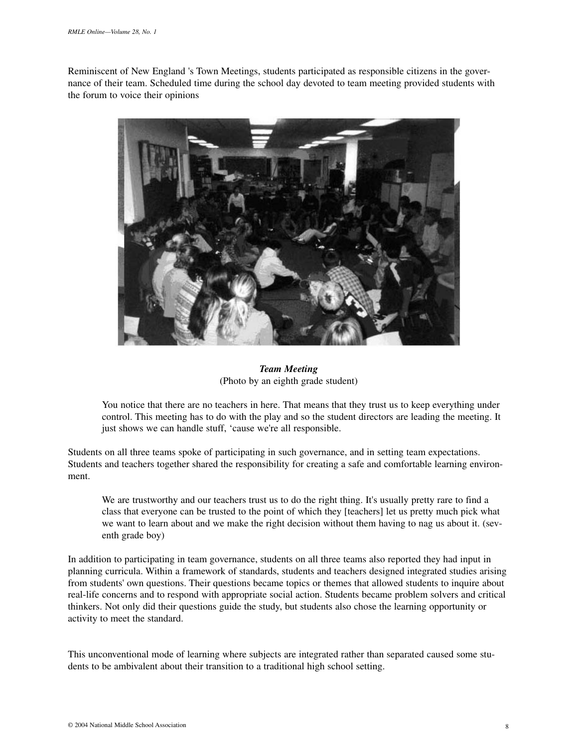Reminiscent of New England 's Town Meetings, students participated as responsible citizens in the governance of their team. Scheduled time during the school day devoted to team meeting provided students with the forum to voice their opinions

***Team Meeting***
(Photo by an eighth grade student)

> You notice that there are no teachers in here. That means that they trust us to keep everything under control. This meeting has to do with the play and so the student directors are leading the meeting. It just shows we can handle stuff, 'cause we're all responsible.

Students on all three teams spoke of participating in such governance, and in setting team expectations. Students and teachers together shared the responsibility for creating a safe and comfortable learning environment.

> We are trustworthy and our teachers trust us to do the right thing. It's usually pretty rare to find a class that everyone can be trusted to the point of which they [teachers] let us pretty much pick what we want to learn about and we make the right decision without them having to nag us about it. (seventh grade boy)

In addition to participating in team governance, students on all three teams also reported they had input in planning curricula. Within a framework of standards, students and teachers designed integrated studies arising from students' own questions. Their questions became topics or themes that allowed students to inquire about real-life concerns and to respond with appropriate social action. Students became problem solvers and critical thinkers. Not only did their questions guide the study, but students also chose the learning opportunity or activity to meet the standard.

This unconventional mode of learning where subjects are integrated rather than separated caused some students to be ambivalent about their transition to a traditional high school setting.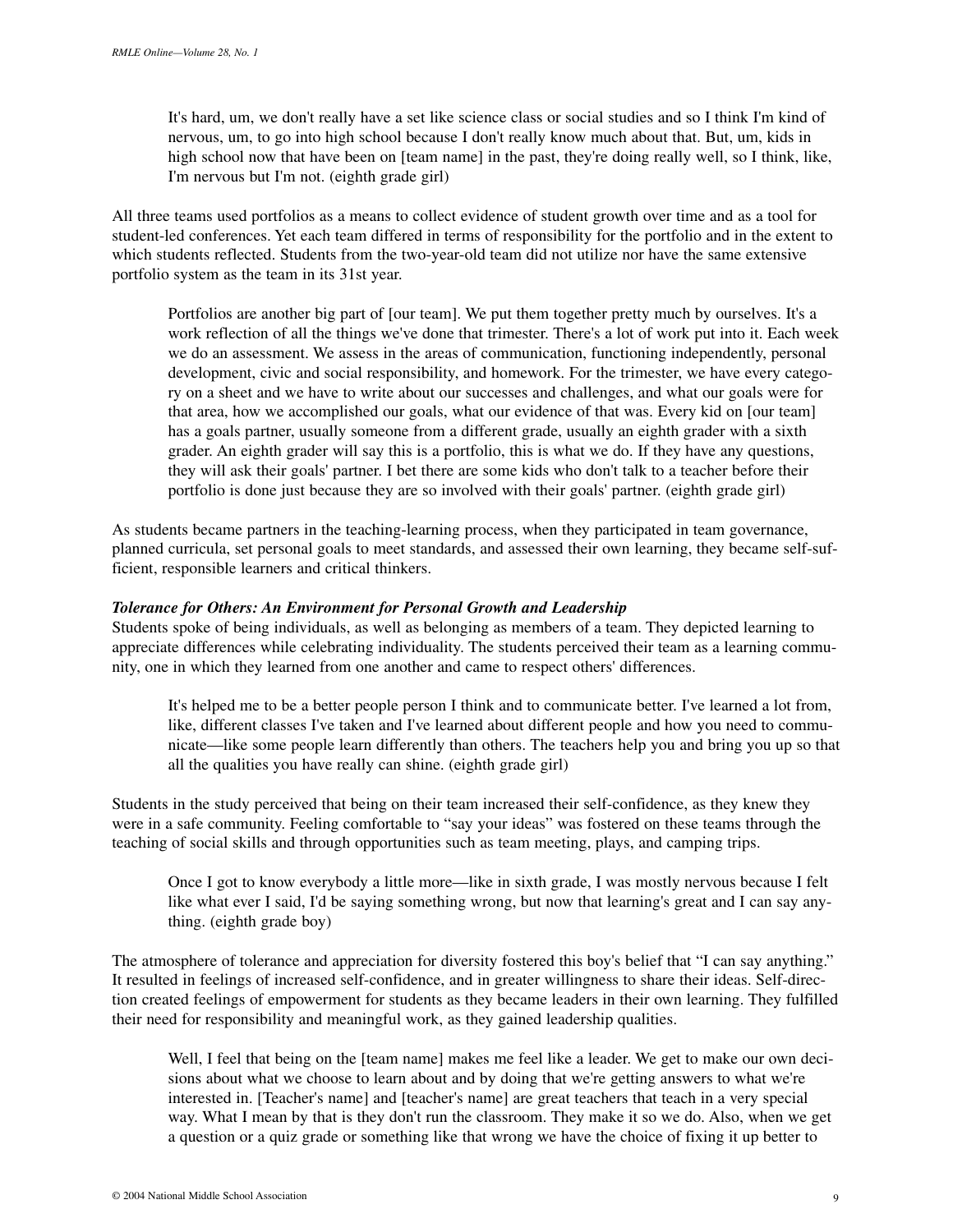> It's hard, um, we don't really have a set like science class or social studies and so I think I'm kind of nervous, um, to go into high school because I don't really know much about that. But, um, kids in high school now that have been on [team name] in the past, they're doing really well, so I think, like, I'm nervous but I'm not. (eighth grade girl)

All three teams used portfolios as a means to collect evidence of student growth over time and as a tool for student-led conferences. Yet each team differed in terms of responsibility for the portfolio and in the extent to which students reflected. Students from the two-year-old team did not utilize nor have the same extensive portfolio system as the team in its 31st year.

> Portfolios are another big part of [our team]. We put them together pretty much by ourselves. It's a work reflection of all the things we've done that trimester. There's a lot of work put into it. Each week we do an assessment. We assess in the areas of communication, functioning independently, personal development, civic and social responsibility, and homework. For the trimester, we have every category on a sheet and we have to write about our successes and challenges, and what our goals were for that area, how we accomplished our goals, what our evidence of that was. Every kid on [our team] has a goals partner, usually someone from a different grade, usually an eighth grader with a sixth grader. An eighth grader will say this is a portfolio, this is what we do. If they have any questions, they will ask their goals' partner. I bet there are some kids who don't talk to a teacher before their portfolio is done just because they are so involved with their goals' partner. (eighth grade girl)

As students became partners in the teaching-learning process, when they participated in team governance, planned curricula, set personal goals to meet standards, and assessed their own learning, they became self-sufficient, responsible learners and critical thinkers.

***Tolerance for Others: An Environment for Personal Growth and Leadership***

Students spoke of being individuals, as well as belonging as members of a team. They depicted learning to appreciate differences while celebrating individuality. The students perceived their team as a learning community, one in which they learned from one another and came to respect others' differences.

> It's helped me to be a better people person I think and to communicate better. I've learned a lot from, like, different classes I've taken and I've learned about different people and how you need to communicate—like some people learn differently than others. The teachers help you and bring you up so that all the qualities you have really can shine. (eighth grade girl)

Students in the study perceived that being on their team increased their self-confidence, as they knew they were in a safe community. Feeling comfortable to "say your ideas" was fostered on these teams through the teaching of social skills and through opportunities such as team meeting, plays, and camping trips.

> Once I got to know everybody a little more—like in sixth grade, I was mostly nervous because I felt like what ever I said, I'd be saying something wrong, but now that learning's great and I can say anything. (eighth grade boy)

The atmosphere of tolerance and appreciation for diversity fostered this boy's belief that "I can say anything." It resulted in feelings of increased self-confidence, and in greater willingness to share their ideas. Self-direction created feelings of empowerment for students as they became leaders in their own learning. They fulfilled their need for responsibility and meaningful work, as they gained leadership qualities.

> Well, I feel that being on the [team name] makes me feel like a leader. We get to make our own decisions about what we choose to learn about and by doing that we're getting answers to what we're interested in. [Teacher's name] and [teacher's name] are great teachers that teach in a very special way. What I mean by that is they don't run the classroom. They make it so we do. Also, when we get a question or a quiz grade or something like that wrong we have the choice of fixing it up better to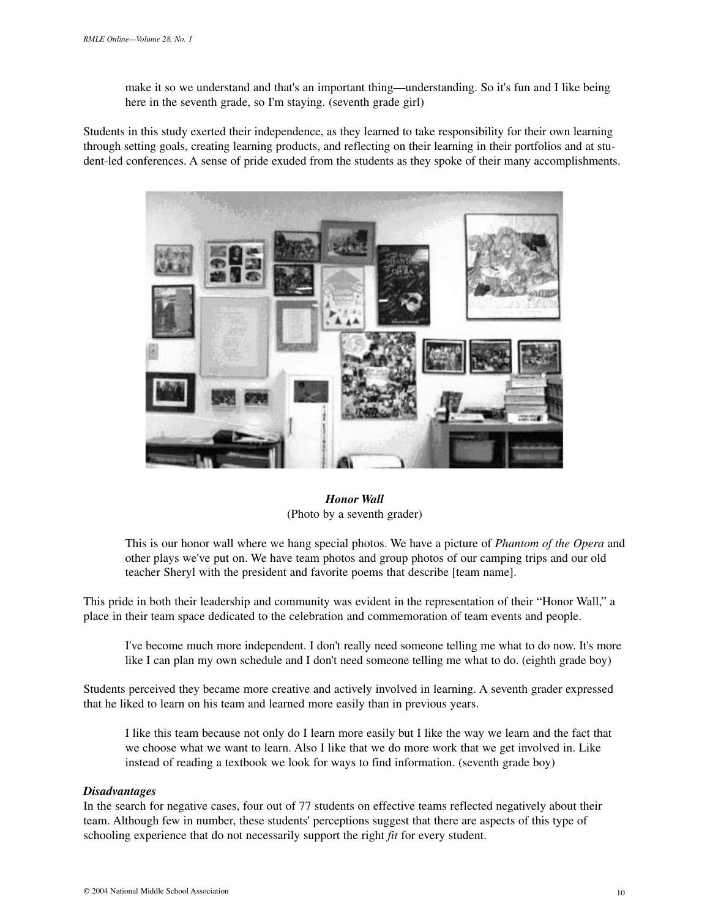> make it so we understand and that's an important thing—understanding. So it's fun and I like being here in the seventh grade, so I'm staying. (seventh grade girl)

Students in this study exerted their independence, as they learned to take responsibility for their own learning through setting goals, creating learning products, and reflecting on their learning in their portfolios and at student-led conferences. A sense of pride exuded from the students as they spoke of their many accomplishments.

***Honor Wall***
(Photo by a seventh grader)

> This is our honor wall where we hang special photos. We have a picture of *Phantom of the Opera* and other plays we've put on. We have team photos and group photos of our camping trips and our old teacher Sheryl with the president and favorite poems that describe [team name].

This pride in both their leadership and community was evident in the representation of their "Honor Wall," a place in their team space dedicated to the celebration and commemoration of team events and people.

> I've become much more independent. I don't really need someone telling me what to do now. It's more like I can plan my own schedule and I don't need someone telling me what to do. (eighth grade boy)

Students perceived they became more creative and actively involved in learning. A seventh grader expressed that he liked to learn on his team and learned more easily than in previous years.

> I like this team because not only do I learn more easily but I like the way we learn and the fact that we choose what we want to learn. Also I like that we do more work that we get involved in. Like instead of reading a textbook we look for ways to find information. (seventh grade boy)

***Disadvantages***

In the search for negative cases, four out of 77 students on effective teams reflected negatively about their team. Although few in number, these students' perceptions suggest that there are aspects of this type of schooling experience that do not necessarily support the right *fit* for every student.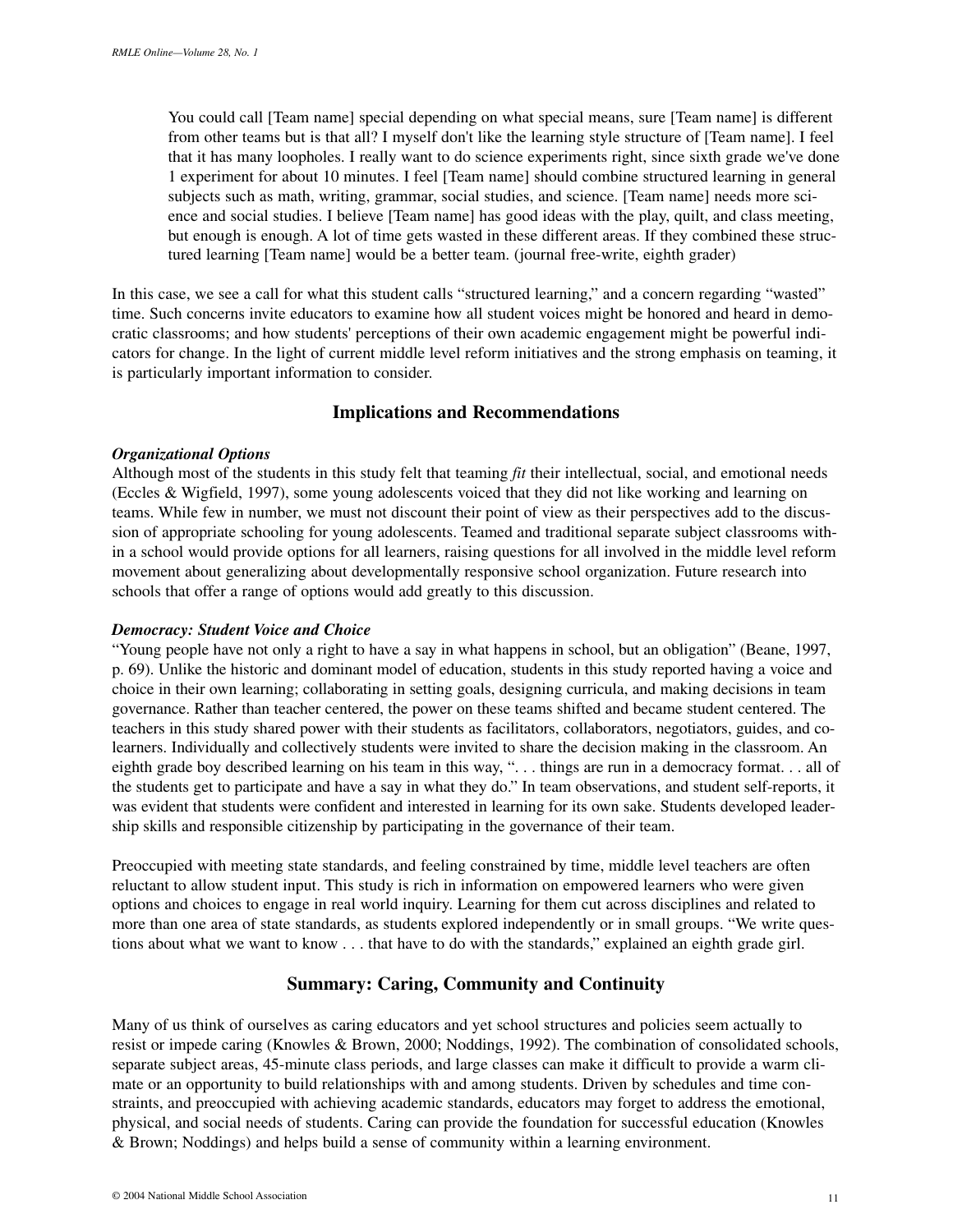> You could call [Team name] special depending on what special means, sure [Team name] is different from other teams but is that all? I myself don't like the learning style structure of [Team name]. I feel that it has many loopholes. I really want to do science experiments right, since sixth grade we've done 1 experiment for about 10 minutes. I feel [Team name] should combine structured learning in general subjects such as math, writing, grammar, social studies, and science. [Team name] needs more science and social studies. I believe [Team name] has good ideas with the play, quilt, and class meeting, but enough is enough. A lot of time gets wasted in these different areas. If they combined these structured learning [Team name] would be a better team. (journal free-write, eighth grader)

In this case, we see a call for what this student calls "structured learning," and a concern regarding "wasted" time. Such concerns invite educators to examine how all student voices might be honored and heard in democratic classrooms; and how students' perceptions of their own academic engagement might be powerful indicators for change. In the light of current middle level reform initiatives and the strong emphasis on teaming, it is particularly important information to consider.

## Implications and Recommendations

### *Organizational Options*

Although most of the students in this study felt that teaming *fit* their intellectual, social, and emotional needs (Eccles & Wigfield, 1997), some young adolescents voiced that they did not like working and learning on teams. While few in number, we must not discount their point of view as their perspectives add to the discussion of appropriate schooling for young adolescents. Teamed and traditional separate subject classrooms within a school would provide options for all learners, raising questions for all involved in the middle level reform movement about generalizing about developmentally responsive school organization. Future research into schools that offer a range of options would add greatly to this discussion.

### *Democracy: Student Voice and Choice*

"Young people have not only a right to have a say in what happens in school, but an obligation" (Beane, 1997, p. 69). Unlike the historic and dominant model of education, students in this study reported having a voice and choice in their own learning; collaborating in setting goals, designing curricula, and making decisions in team governance. Rather than teacher centered, the power on these teams shifted and became student centered. The teachers in this study shared power with their students as facilitators, collaborators, negotiators, guides, and co-learners. Individually and collectively students were invited to share the decision making in the classroom. An eighth grade boy described learning on his team in this way, ". . . things are run in a democracy format. . . all of the students get to participate and have a say in what they do." In team observations, and student self-reports, it was evident that students were confident and interested in learning for its own sake. Students developed leadership skills and responsible citizenship by participating in the governance of their team.

Preoccupied with meeting state standards, and feeling constrained by time, middle level teachers are often reluctant to allow student input. This study is rich in information on empowered learners who were given options and choices to engage in real world inquiry. Learning for them cut across disciplines and related to more than one area of state standards, as students explored independently or in small groups. "We write questions about what we want to know . . . that have to do with the standards," explained an eighth grade girl.

## Summary: Caring, Community and Continuity

Many of us think of ourselves as caring educators and yet school structures and policies seem actually to resist or impede caring (Knowles & Brown, 2000; Noddings, 1992). The combination of consolidated schools, separate subject areas, 45-minute class periods, and large classes can make it difficult to provide a warm climate or an opportunity to build relationships with and among students. Driven by schedules and time constraints, and preoccupied with achieving academic standards, educators may forget to address the emotional, physical, and social needs of students. Caring can provide the foundation for successful education (Knowles & Brown; Noddings) and helps build a sense of community within a learning environment.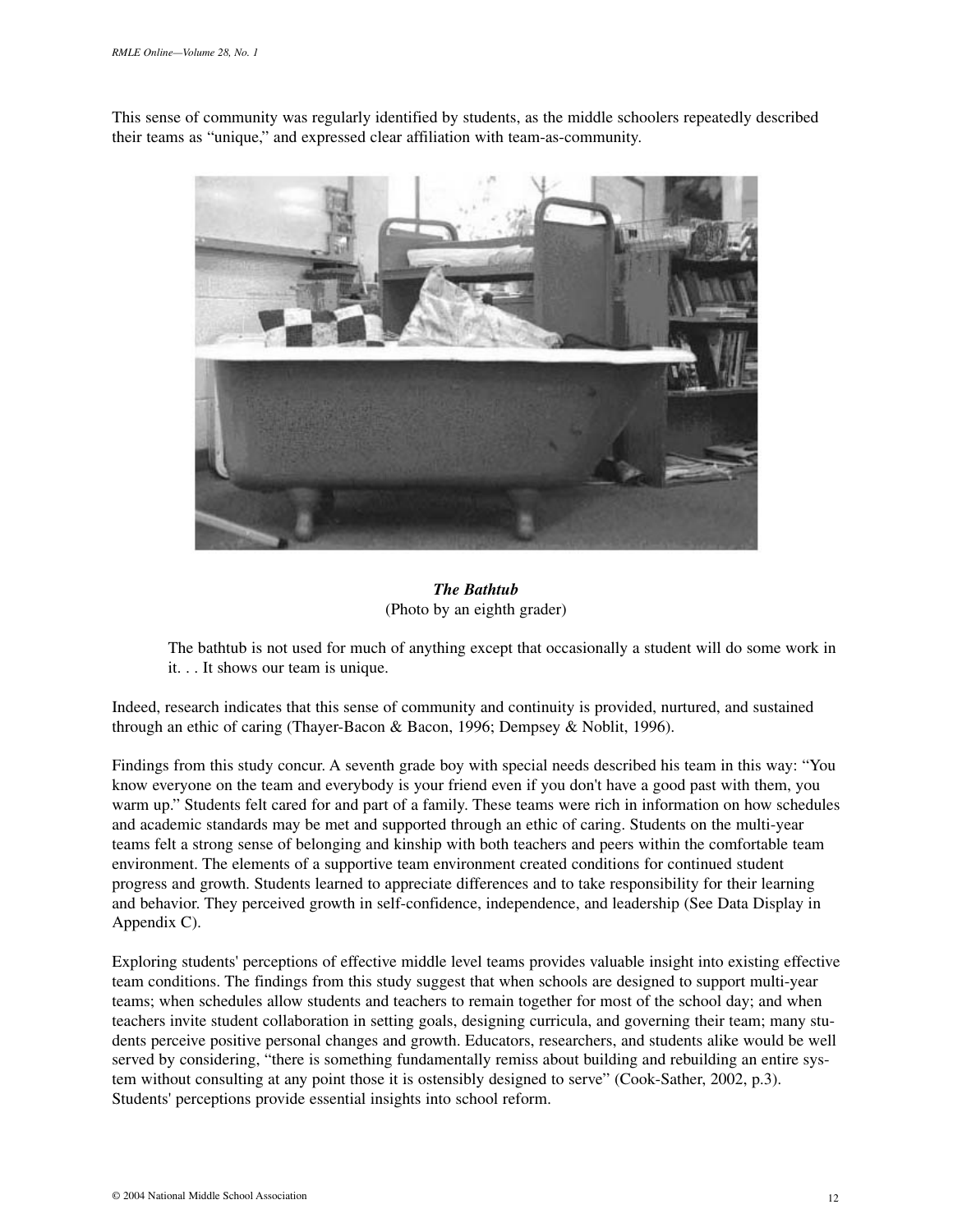This sense of community was regularly identified by students, as the middle schoolers repeatedly described their teams as "unique," and expressed clear affiliation with team-as-community.

***The Bathtub***
(Photo by an eighth grader)

> The bathtub is not used for much of anything except that occasionally a student will do some work in it. . . It shows our team is unique.

Indeed, research indicates that this sense of community and continuity is provided, nurtured, and sustained through an ethic of caring (Thayer-Bacon & Bacon, 1996; Dempsey & Noblit, 1996).

Findings from this study concur. A seventh grade boy with special needs described his team in this way: "You know everyone on the team and everybody is your friend even if you don't have a good past with them, you warm up." Students felt cared for and part of a family. These teams were rich in information on how schedules and academic standards may be met and supported through an ethic of caring. Students on the multi-year teams felt a strong sense of belonging and kinship with both teachers and peers within the comfortable team environment. The elements of a supportive team environment created conditions for continued student progress and growth. Students learned to appreciate differences and to take responsibility for their learning and behavior. They perceived growth in self-confidence, independence, and leadership (See Data Display in Appendix C).

Exploring students' perceptions of effective middle level teams provides valuable insight into existing effective team conditions. The findings from this study suggest that when schools are designed to support multi-year teams; when schedules allow students and teachers to remain together for most of the school day; and when teachers invite student collaboration in setting goals, designing curricula, and governing their team; many students perceive positive personal changes and growth. Educators, researchers, and students alike would be well served by considering, "there is something fundamentally remiss about building and rebuilding an entire system without consulting at any point those it is ostensibly designed to serve" (Cook-Sather, 2002, p.3). Students' perceptions provide essential insights into school reform.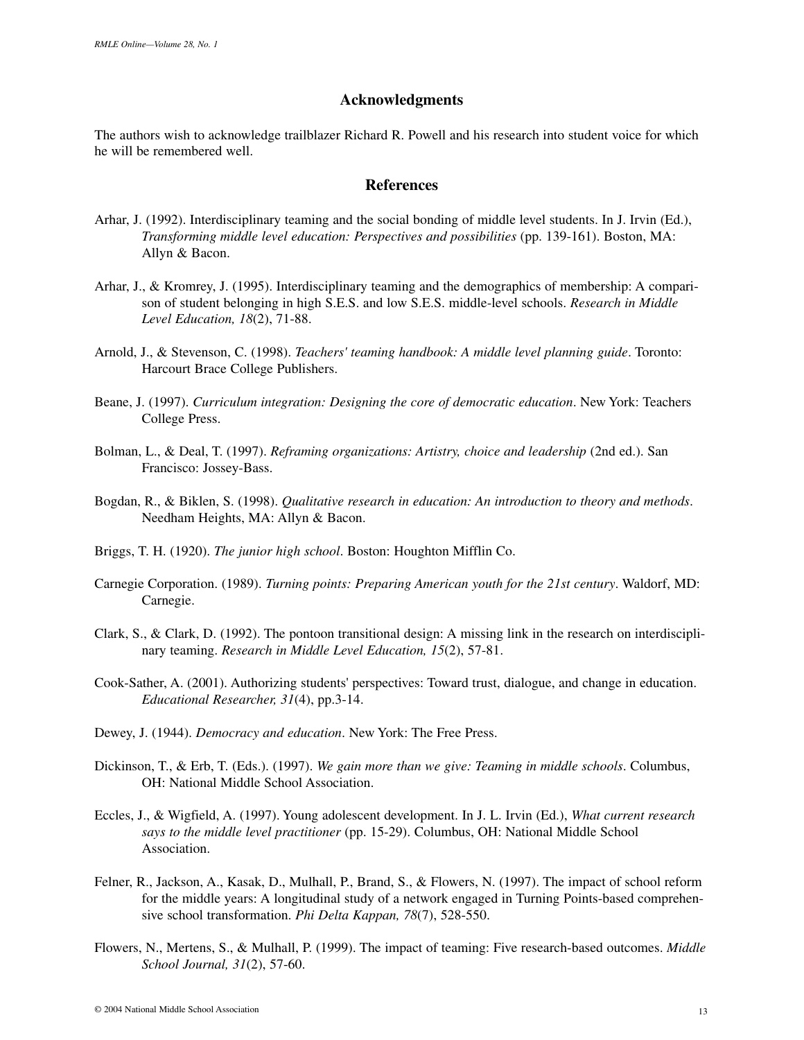## Acknowledgments

The authors wish to acknowledge trailblazer Richard R. Powell and his research into student voice for which he will be remembered well.

## References

Arhar, J. (1992). Interdisciplinary teaming and the social bonding of middle level students. In J. Irvin (Ed.), *Transforming middle level education: Perspectives and possibilities* (pp. 139-161). Boston, MA: Allyn & Bacon.

Arhar, J., & Kromrey, J. (1995). Interdisciplinary teaming and the demographics of membership: A comparison of student belonging in high S.E.S. and low S.E.S. middle-level schools. *Research in Middle Level Education, 18*(2), 71-88.

Arnold, J., & Stevenson, C. (1998). *Teachers' teaming handbook: A middle level planning guide*. Toronto: Harcourt Brace College Publishers.

Beane, J. (1997). *Curriculum integration: Designing the core of democratic education*. New York: Teachers College Press.

Bolman, L., & Deal, T. (1997). *Reframing organizations: Artistry, choice and leadership* (2nd ed.). San Francisco: Jossey-Bass.

Bogdan, R., & Biklen, S. (1998). *Qualitative research in education: An introduction to theory and methods*. Needham Heights, MA: Allyn & Bacon.

Briggs, T. H. (1920). *The junior high school*. Boston: Houghton Mifflin Co.

Carnegie Corporation. (1989). *Turning points: Preparing American youth for the 21st century*. Waldorf, MD: Carnegie.

Clark, S., & Clark, D. (1992). The pontoon transitional design: A missing link in the research on interdisciplinary teaming. *Research in Middle Level Education, 15*(2), 57-81.

Cook-Sather, A. (2001). Authorizing students' perspectives: Toward trust, dialogue, and change in education. *Educational Researcher, 31*(4), pp.3-14.

Dewey, J. (1944). *Democracy and education*. New York: The Free Press.

Dickinson, T., & Erb, T. (Eds.). (1997). *We gain more than we give: Teaming in middle schools*. Columbus, OH: National Middle School Association.

Eccles, J., & Wigfield, A. (1997). Young adolescent development. In J. L. Irvin (Ed.), *What current research says to the middle level practitioner* (pp. 15-29). Columbus, OH: National Middle School Association.

Felner, R., Jackson, A., Kasak, D., Mulhall, P., Brand, S., & Flowers, N. (1997). The impact of school reform for the middle years: A longitudinal study of a network engaged in Turning Points-based comprehensive school transformation. *Phi Delta Kappan, 78*(7), 528-550.

Flowers, N., Mertens, S., & Mulhall, P. (1999). The impact of teaming: Five research-based outcomes. *Middle School Journal, 31*(2), 57-60.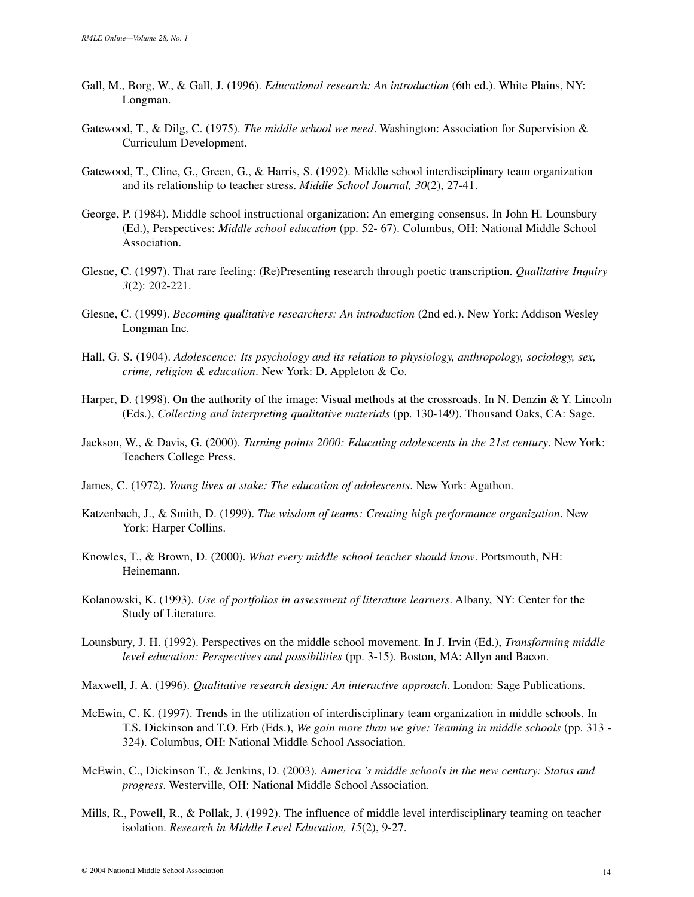Gall, M., Borg, W., & Gall, J. (1996). *Educational research: An introduction* (6th ed.). White Plains, NY: Longman.

Gatewood, T., & Dilg, C. (1975). *The middle school we need*. Washington: Association for Supervision & Curriculum Development.

Gatewood, T., Cline, G., Green, G., & Harris, S. (1992). Middle school interdisciplinary team organization and its relationship to teacher stress. *Middle School Journal, 30*(2), 27-41.

George, P. (1984). Middle school instructional organization: An emerging consensus. In John H. Lounsbury (Ed.), Perspectives: *Middle school education* (pp. 52- 67). Columbus, OH: National Middle School Association.

Glesne, C. (1997). That rare feeling: (Re)Presenting research through poetic transcription. *Qualitative Inquiry 3*(2): 202-221.

Glesne, C. (1999). *Becoming qualitative researchers: An introduction* (2nd ed.). New York: Addison Wesley Longman Inc.

Hall, G. S. (1904). *Adolescence: Its psychology and its relation to physiology, anthropology, sociology, sex, crime, religion & education*. New York: D. Appleton & Co.

Harper, D. (1998). On the authority of the image: Visual methods at the crossroads. In N. Denzin & Y. Lincoln (Eds.), *Collecting and interpreting qualitative materials* (pp. 130-149). Thousand Oaks, CA: Sage.

Jackson, W., & Davis, G. (2000). *Turning points 2000: Educating adolescents in the 21st century*. New York: Teachers College Press.

James, C. (1972). *Young lives at stake: The education of adolescents*. New York: Agathon.

Katzenbach, J., & Smith, D. (1999). *The wisdom of teams: Creating high performance organization*. New York: Harper Collins.

Knowles, T., & Brown, D. (2000). *What every middle school teacher should know*. Portsmouth, NH: Heinemann.

Kolanowski, K. (1993). *Use of portfolios in assessment of literature learners*. Albany, NY: Center for the Study of Literature.

Lounsbury, J. H. (1992). Perspectives on the middle school movement. In J. Irvin (Ed.), *Transforming middle level education: Perspectives and possibilities* (pp. 3-15). Boston, MA: Allyn and Bacon.

Maxwell, J. A. (1996). *Qualitative research design: An interactive approach*. London: Sage Publications.

McEwin, C. K. (1997). Trends in the utilization of interdisciplinary team organization in middle schools. In T.S. Dickinson and T.O. Erb (Eds.), *We gain more than we give: Teaming in middle schools* (pp. 313 - 324). Columbus, OH: National Middle School Association.

McEwin, C., Dickinson T., & Jenkins, D. (2003). *America 's middle schools in the new century: Status and progress*. Westerville, OH: National Middle School Association.

Mills, R., Powell, R., & Pollak, J. (1992). The influence of middle level interdisciplinary teaming on teacher isolation. *Research in Middle Level Education, 15*(2), 9-27.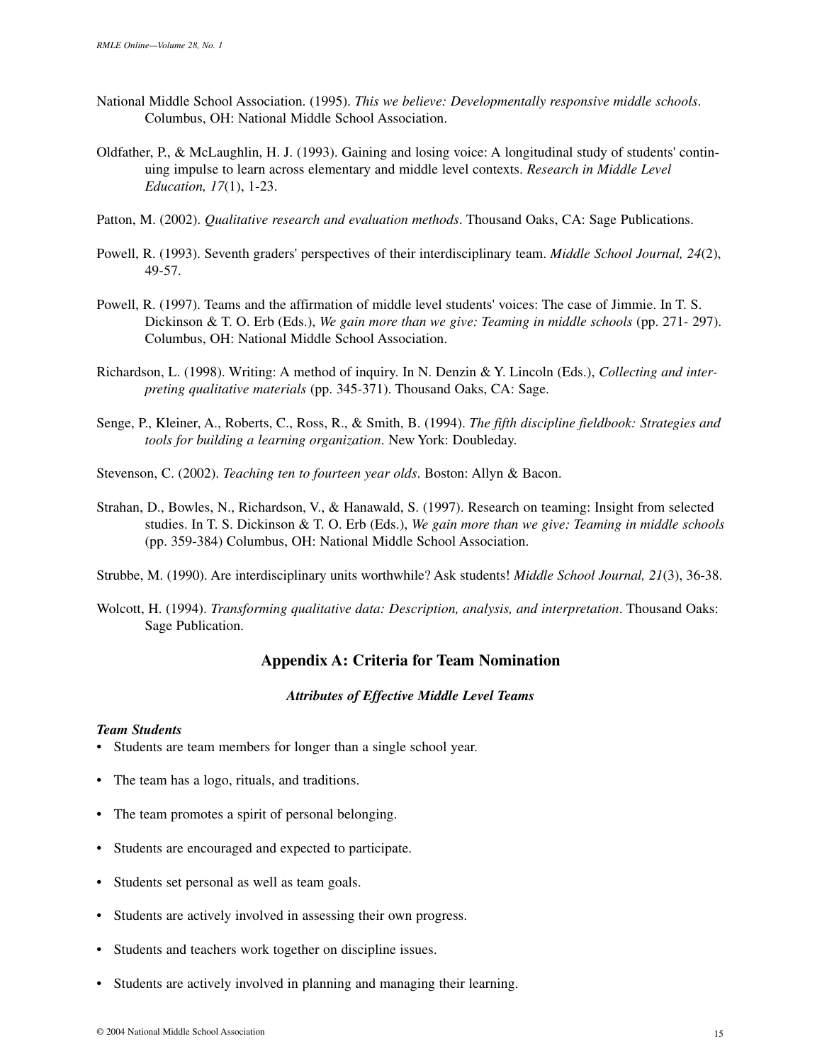National Middle School Association. (1995). *This we believe: Developmentally responsive middle schools*. Columbus, OH: National Middle School Association.

Oldfather, P., & McLaughlin, H. J. (1993). Gaining and losing voice: A longitudinal study of students' continuing impulse to learn across elementary and middle level contexts. *Research in Middle Level Education, 17*(1), 1-23.

Patton, M. (2002). *Qualitative research and evaluation methods*. Thousand Oaks, CA: Sage Publications.

Powell, R. (1993). Seventh graders' perspectives of their interdisciplinary team. *Middle School Journal, 24*(2), 49-57.

Powell, R. (1997). Teams and the affirmation of middle level students' voices: The case of Jimmie. In T. S. Dickinson & T. O. Erb (Eds.), *We gain more than we give: Teaming in middle schools* (pp. 271- 297). Columbus, OH: National Middle School Association.

Richardson, L. (1998). Writing: A method of inquiry. In N. Denzin & Y. Lincoln (Eds.), *Collecting and interpreting qualitative materials* (pp. 345-371). Thousand Oaks, CA: Sage.

Senge, P., Kleiner, A., Roberts, C., Ross, R., & Smith, B. (1994). *The fifth discipline fieldbook: Strategies and tools for building a learning organization*. New York: Doubleday.

Stevenson, C. (2002). *Teaching ten to fourteen year olds*. Boston: Allyn & Bacon.

Strahan, D., Bowles, N., Richardson, V., & Hanawald, S. (1997). Research on teaming: Insight from selected studies. In T. S. Dickinson & T. O. Erb (Eds.), *We gain more than we give: Teaming in middle schools* (pp. 359-384) Columbus, OH: National Middle School Association.

Strubbe, M. (1990). Are interdisciplinary units worthwhile? Ask students! *Middle School Journal, 21*(3), 36-38.

Wolcott, H. (1994). *Transforming qualitative data: Description, analysis, and interpretation*. Thousand Oaks: Sage Publication.

## Appendix A: Criteria for Team Nomination

***Attributes of Effective Middle Level Teams***

***Team Students***

- Students are team members for longer than a single school year.
- The team has a logo, rituals, and traditions.
- The team promotes a spirit of personal belonging.
- Students are encouraged and expected to participate.
- Students set personal as well as team goals.
- Students are actively involved in assessing their own progress.
- Students and teachers work together on discipline issues.
- Students are actively involved in planning and managing their learning.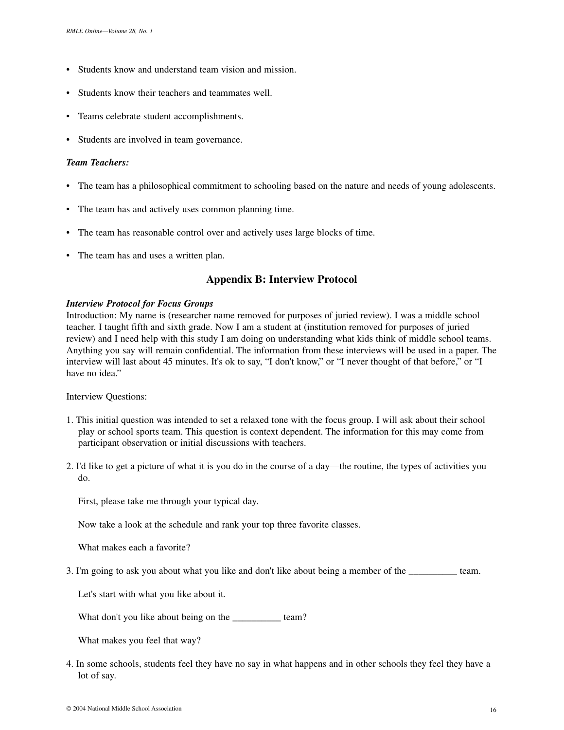- Students know and understand team vision and mission.
- Students know their teachers and teammates well.
- Teams celebrate student accomplishments.
- Students are involved in team governance.

***Team Teachers:***

- The team has a philosophical commitment to schooling based on the nature and needs of young adolescents.
- The team has and actively uses common planning time.
- The team has reasonable control over and actively uses large blocks of time.
- The team has and uses a written plan.

## Appendix B: Interview Protocol

***Interview Protocol for Focus Groups***

Introduction: My name is (researcher name removed for purposes of juried review). I was a middle school teacher. I taught fifth and sixth grade. Now I am a student at (institution removed for purposes of juried review) and I need help with this study I am doing on understanding what kids think of middle school teams. Anything you say will remain confidential. The information from these interviews will be used in a paper. The interview will last about 45 minutes. It's ok to say, "I don't know," or "I never thought of that before," or "I have no idea."

Interview Questions:

1. This initial question was intended to set a relaxed tone with the focus group. I will ask about their school play or school sports team. This question is context dependent. The information for this may come from participant observation or initial discussions with teachers.

2. I'd like to get a picture of what it is you do in the course of a day—the routine, the types of activities you do.

   First, please take me through your typical day.

   Now take a look at the schedule and rank your top three favorite classes.

   What makes each a favorite?

3. I'm going to ask you about what you like and don't like about being a member of the __________ team.

   Let's start with what you like about it.

   What don't you like about being on the __________ team?

   What makes you feel that way?

4. In some schools, students feel they have no say in what happens and in other schools they feel they have a lot of say.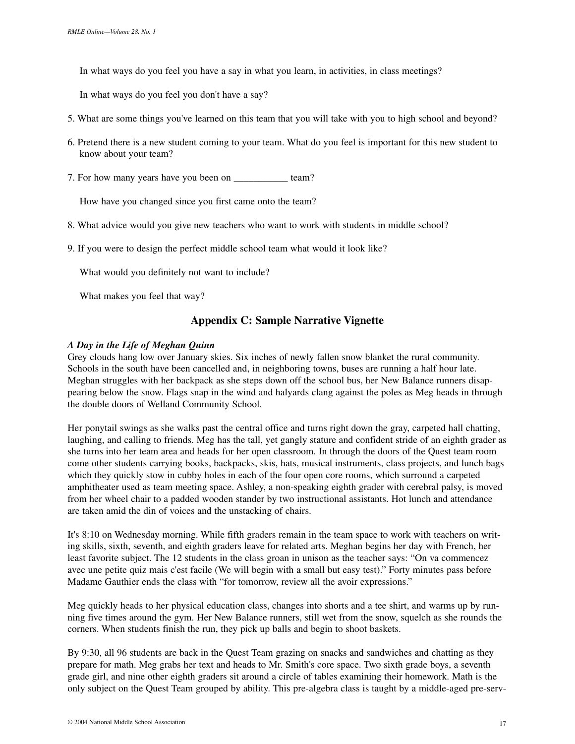In what ways do you feel you have a say in what you learn, in activities, in class meetings?

In what ways do you feel you don't have a say?

5. What are some things you've learned on this team that you will take with you to high school and beyond?

6. Pretend there is a new student coming to your team. What do you feel is important for this new student to know about your team?

7. For how many years have you been on ___________ team?

   How have you changed since you first came onto the team?

8. What advice would you give new teachers who want to work with students in middle school?

9. If you were to design the perfect middle school team what would it look like?

   What would you definitely not want to include?

   What makes you feel that way?

## Appendix C: Sample Narrative Vignette

***A Day in the Life of Meghan Quinn***

Grey clouds hang low over January skies. Six inches of newly fallen snow blanket the rural community. Schools in the south have been cancelled and, in neighboring towns, buses are running a half hour late. Meghan struggles with her backpack as she steps down off the school bus, her New Balance runners disappearing below the snow. Flags snap in the wind and halyards clang against the poles as Meg heads in through the double doors of Welland Community School.

Her ponytail swings as she walks past the central office and turns right down the gray, carpeted hall chatting, laughing, and calling to friends. Meg has the tall, yet gangly stature and confident stride of an eighth grader as she turns into her team area and heads for her open classroom. In through the doors of the Quest team room come other students carrying books, backpacks, skis, hats, musical instruments, class projects, and lunch bags which they quickly stow in cubby holes in each of the four open core rooms, which surround a carpeted amphitheater used as team meeting space. Ashley, a non-speaking eighth grader with cerebral palsy, is moved from her wheel chair to a padded wooden stander by two instructional assistants. Hot lunch and attendance are taken amid the din of voices and the unstacking of chairs.

It's 8:10 on Wednesday morning. While fifth graders remain in the team space to work with teachers on writing skills, sixth, seventh, and eighth graders leave for related arts. Meghan begins her day with French, her least favorite subject. The 12 students in the class groan in unison as the teacher says: "On va commencez avec une petite quiz mais c'est facile (We will begin with a small but easy test)." Forty minutes pass before Madame Gauthier ends the class with "for tomorrow, review all the avoir expressions."

Meg quickly heads to her physical education class, changes into shorts and a tee shirt, and warms up by running five times around the gym. Her New Balance runners, still wet from the snow, squelch as she rounds the corners. When students finish the run, they pick up balls and begin to shoot baskets.

By 9:30, all 96 students are back in the Quest Team grazing on snacks and sandwiches and chatting as they prepare for math. Meg grabs her text and heads to Mr. Smith's core space. Two sixth grade boys, a seventh grade girl, and nine other eighth graders sit around a circle of tables examining their homework. Math is the only subject on the Quest Team grouped by ability. This pre-algebra class is taught by a middle-aged pre-serv-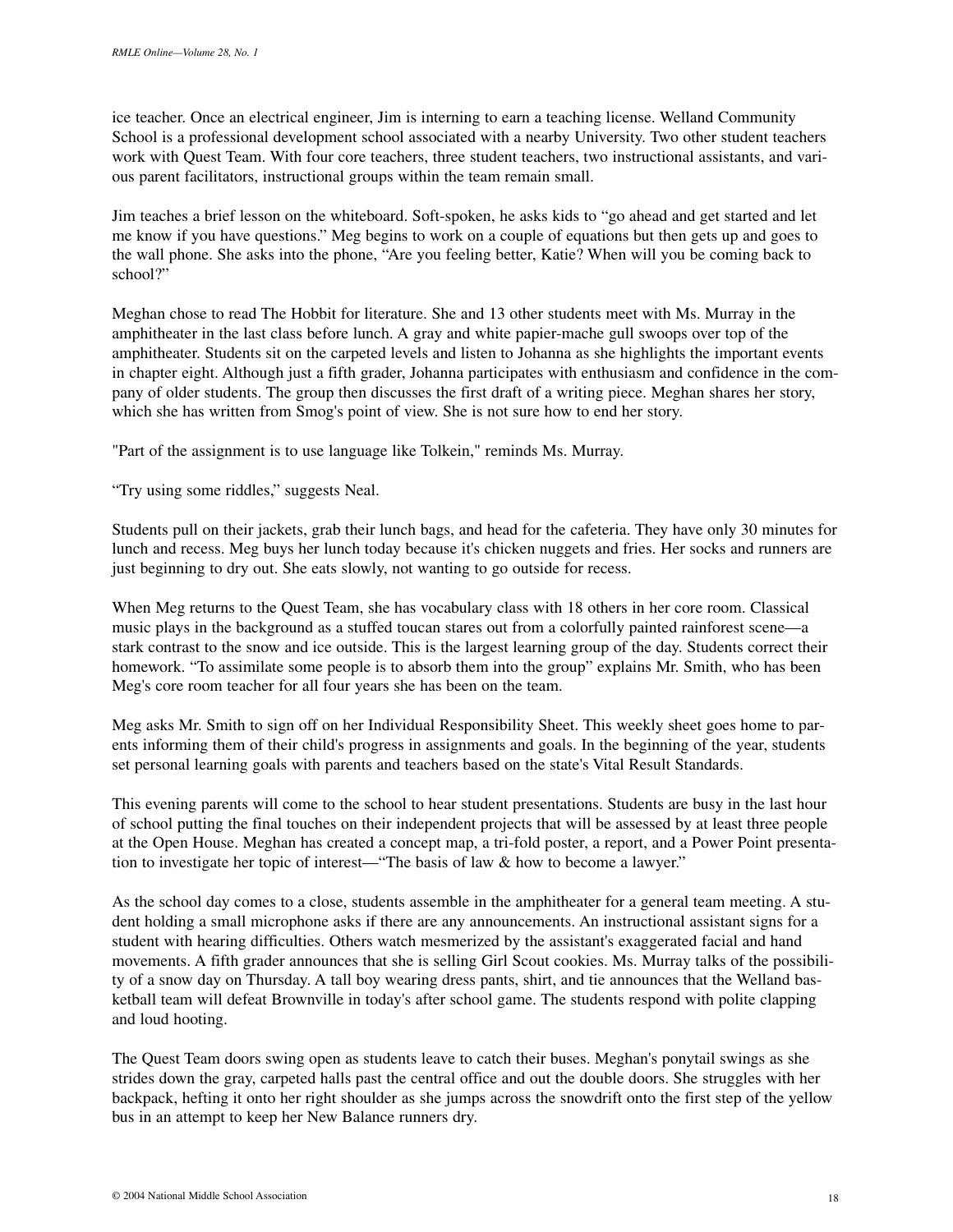ice teacher. Once an electrical engineer, Jim is interning to earn a teaching license. Welland Community School is a professional development school associated with a nearby University. Two other student teachers work with Quest Team. With four core teachers, three student teachers, two instructional assistants, and various parent facilitators, instructional groups within the team remain small.

Jim teaches a brief lesson on the whiteboard. Soft-spoken, he asks kids to "go ahead and get started and let me know if you have questions." Meg begins to work on a couple of equations but then gets up and goes to the wall phone. She asks into the phone, "Are you feeling better, Katie? When will you be coming back to school?"

Meghan chose to read The Hobbit for literature. She and 13 other students meet with Ms. Murray in the amphitheater in the last class before lunch. A gray and white papier-mache gull swoops over top of the amphitheater. Students sit on the carpeted levels and listen to Johanna as she highlights the important events in chapter eight. Although just a fifth grader, Johanna participates with enthusiasm and confidence in the company of older students. The group then discusses the first draft of a writing piece. Meghan shares her story, which she has written from Smog's point of view. She is not sure how to end her story.

"Part of the assignment is to use language like Tolkein," reminds Ms. Murray.

"Try using some riddles," suggests Neal.

Students pull on their jackets, grab their lunch bags, and head for the cafeteria. They have only 30 minutes for lunch and recess. Meg buys her lunch today because it's chicken nuggets and fries. Her socks and runners are just beginning to dry out. She eats slowly, not wanting to go outside for recess.

When Meg returns to the Quest Team, she has vocabulary class with 18 others in her core room. Classical music plays in the background as a stuffed toucan stares out from a colorfully painted rainforest scene—a stark contrast to the snow and ice outside. This is the largest learning group of the day. Students correct their homework. "To assimilate some people is to absorb them into the group" explains Mr. Smith, who has been Meg's core room teacher for all four years she has been on the team.

Meg asks Mr. Smith to sign off on her Individual Responsibility Sheet. This weekly sheet goes home to parents informing them of their child's progress in assignments and goals. In the beginning of the year, students set personal learning goals with parents and teachers based on the state's Vital Result Standards.

This evening parents will come to the school to hear student presentations. Students are busy in the last hour of school putting the final touches on their independent projects that will be assessed by at least three people at the Open House. Meghan has created a concept map, a tri-fold poster, a report, and a Power Point presentation to investigate her topic of interest—"The basis of law & how to become a lawyer."

As the school day comes to a close, students assemble in the amphitheater for a general team meeting. A student holding a small microphone asks if there are any announcements. An instructional assistant signs for a student with hearing difficulties. Others watch mesmerized by the assistant's exaggerated facial and hand movements. A fifth grader announces that she is selling Girl Scout cookies. Ms. Murray talks of the possibility of a snow day on Thursday. A tall boy wearing dress pants, shirt, and tie announces that the Welland basketball team will defeat Brownville in today's after school game. The students respond with polite clapping and loud hooting.

The Quest Team doors swing open as students leave to catch their buses. Meghan's ponytail swings as she strides down the gray, carpeted halls past the central office and out the double doors. She struggles with her backpack, hefting it onto her right shoulder as she jumps across the snowdrift onto the first step of the yellow bus in an attempt to keep her New Balance runners dry.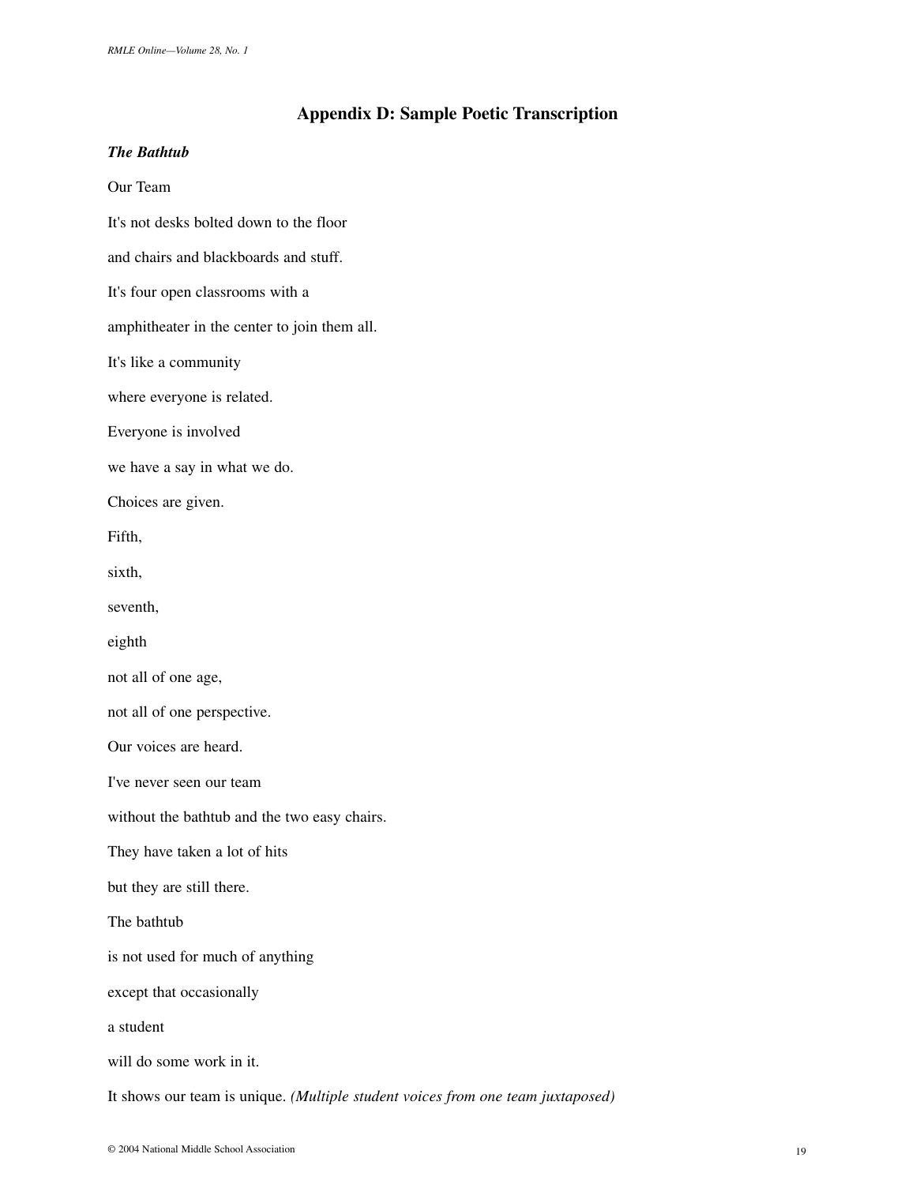# Appendix D: Sample Poetic Transcription

***The Bathtub***

Our Team

It's not desks bolted down to the floor

and chairs and blackboards and stuff.

It's four open classrooms with a

amphitheater in the center to join them all.

It's like a community

where everyone is related.

Everyone is involved

we have a say in what we do.

Choices are given.

Fifth,

sixth,

seventh,

eighth

not all of one age,

not all of one perspective.

Our voices are heard.

I've never seen our team

without the bathtub and the two easy chairs.

They have taken a lot of hits

but they are still there.

The bathtub

is not used for much of anything

except that occasionally

a student

will do some work in it.

It shows our team is unique. *(Multiple student voices from one team juxtaposed)*